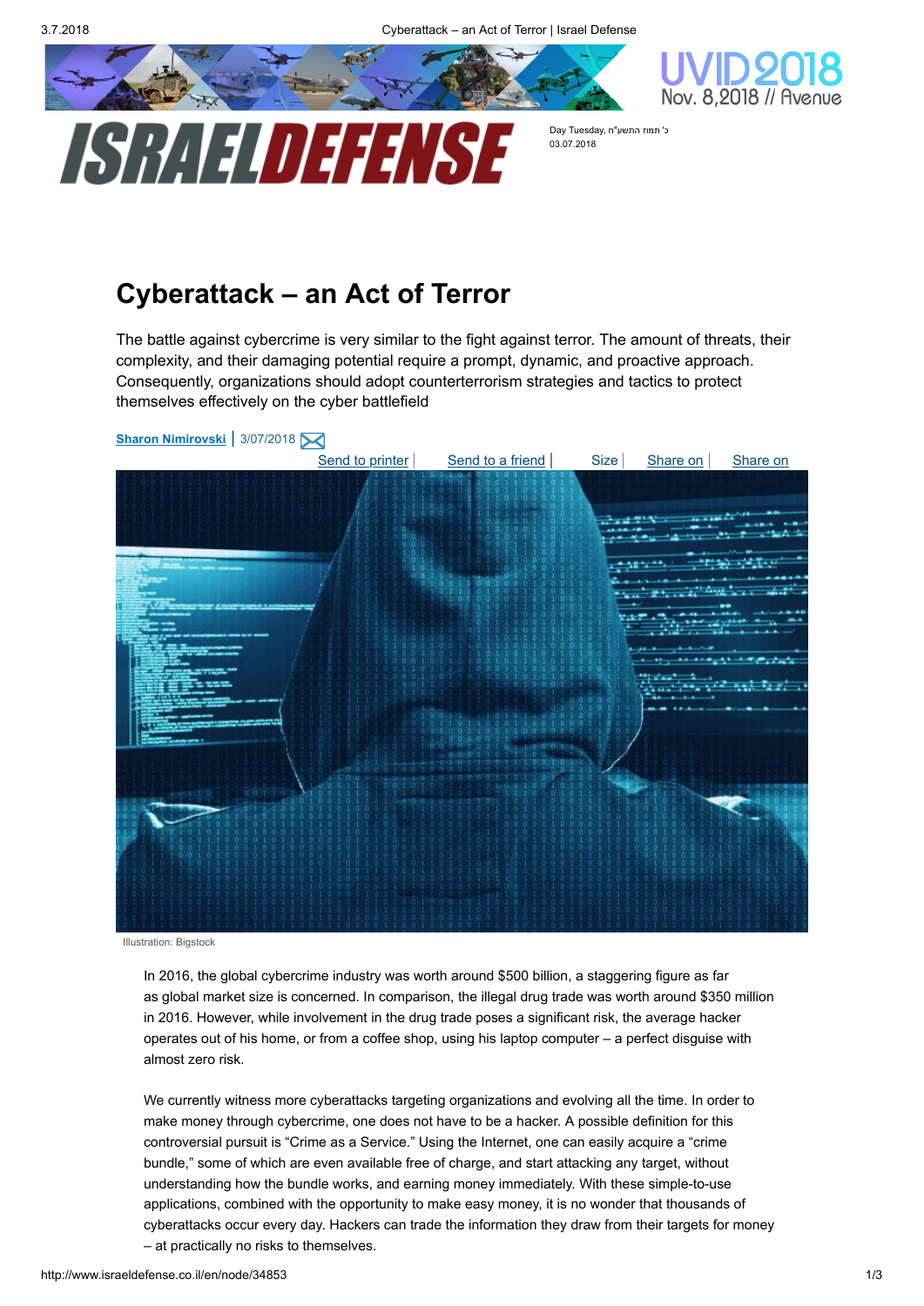# Cyberattack – an Act of Terror

The battle against cybercrime is very similar to the fight against terror. The amount of threats, their complexity, and their damaging potential require a prompt, dynamic, and proactive approach. Consequently, organizations should adopt counterterrorism strategies and tactics to protect themselves effectively on the cyber battlefield

Sharon Nimirovski | 3/07/2018

Illustration: Bigstock

In 2016, the global cybercrime industry was worth around $500 billion, a staggering figure as far as global market size is concerned. In comparison, the illegal drug trade was worth around $350 million in 2016. However, while involvement in the drug trade poses a significant risk, the average hacker operates out of his home, or from a coffee shop, using his laptop computer – a perfect disguise with almost zero risk.

We currently witness more cyberattacks targeting organizations and evolving all the time. In order to make money through cybercrime, one does not have to be a hacker. A possible definition for this controversial pursuit is "Crime as a Service." Using the Internet, one can easily acquire a "crime bundle," some of which are even available free of charge, and start attacking any target, without understanding how the bundle works, and earning money immediately. With these simple-to-use applications, combined with the opportunity to make easy money, it is no wonder that thousands of cyberattacks occur every day. Hackers can trade the information they draw from their targets for money – at practically no risks to themselves.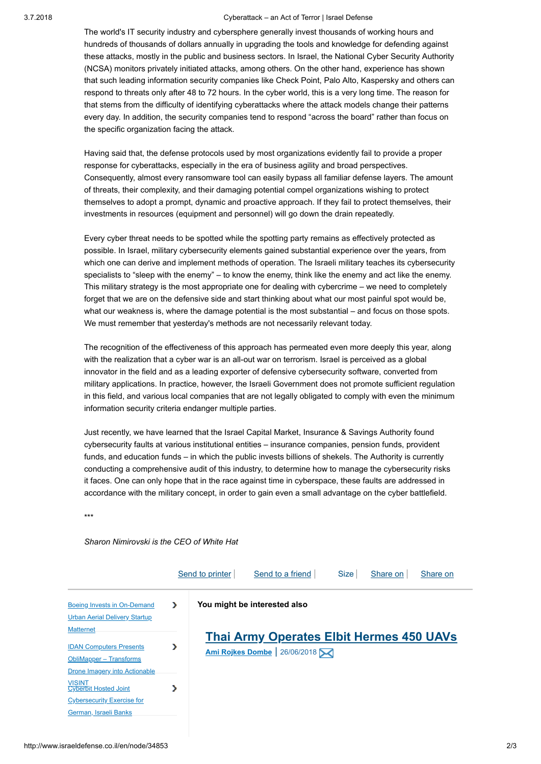The world's IT security industry and cybersphere generally invest thousands of working hours and hundreds of thousands of dollars annually in upgrading the tools and knowledge for defending against these attacks, mostly in the public and business sectors. In Israel, the National Cyber Security Authority (NCSA) monitors privately initiated attacks, among others. On the other hand, experience has shown that such leading information security companies like Check Point, Palo Alto, Kaspersky and others can respond to threats only after 48 to 72 hours. In the cyber world, this is a very long time. The reason for that stems from the difficulty of identifying cyberattacks where the attack models change their patterns every day. In addition, the security companies tend to respond "across the board" rather than focus on the specific organization facing the attack.

Having said that, the defense protocols used by most organizations evidently fail to provide a proper response for cyberattacks, especially in the era of business agility and broad perspectives. Consequently, almost every ransomware tool can easily bypass all familiar defense layers. The amount of threats, their complexity, and their damaging potential compel organizations wishing to protect themselves to adopt a prompt, dynamic and proactive approach. If they fail to protect themselves, their investments in resources (equipment and personnel) will go down the drain repeatedly.

Every cyber threat needs to be spotted while the spotting party remains as effectively protected as possible. In Israel, military cybersecurity elements gained substantial experience over the years, from which one can derive and implement methods of operation. The Israeli military teaches its cybersecurity specialists to "sleep with the enemy" – to know the enemy, think like the enemy and act like the enemy. This military strategy is the most appropriate one for dealing with cybercrime – we need to completely forget that we are on the defensive side and start thinking about what our most painful spot would be, what our weakness is, where the damage potential is the most substantial – and focus on those spots. We must remember that yesterday's methods are not necessarily relevant today.

The recognition of the effectiveness of this approach has permeated even more deeply this year, along with the realization that a cyber war is an all-out war on terrorism. Israel is perceived as a global innovator in the field and as a leading exporter of defensive cybersecurity software, converted from military applications. In practice, however, the Israeli Government does not promote sufficient regulation in this field, and various local companies that are not legally obligated to comply with even the minimum information security criteria endanger multiple parties.

Just recently, we have learned that the Israel Capital Market, Insurance & Savings Authority found cybersecurity faults at various institutional entities – insurance companies, pension funds, provident funds, and education funds – in which the public invests billions of shekels. The Authority is currently conducting a comprehensive audit of this industry, to determine how to manage the cybersecurity risks it faces. One can only hope that in the race against time in cyberspace, these faults are addressed in accordance with the military concept, in order to gain even a small advantage on the cyber battlefield.

***

*Sharon Nimirovski is the CEO of White Hat*

Send to printer | Send to a friend | Size | Share on | Share on

Boeing Invests in On-Demand Urban Aerial Delivery Startup Matternet

IDAN Computers Presents ObliMapper – Transforms Drone Imagery into Actionable VISINT

Cyberbit Hosted Joint Cybersecurity Exercise for German, Israeli Banks

**You might be interested also**

## Thai Army Operates Elbit Hermes 450 UAVs

**Ami Rojkes Dombe** | 26/06/2018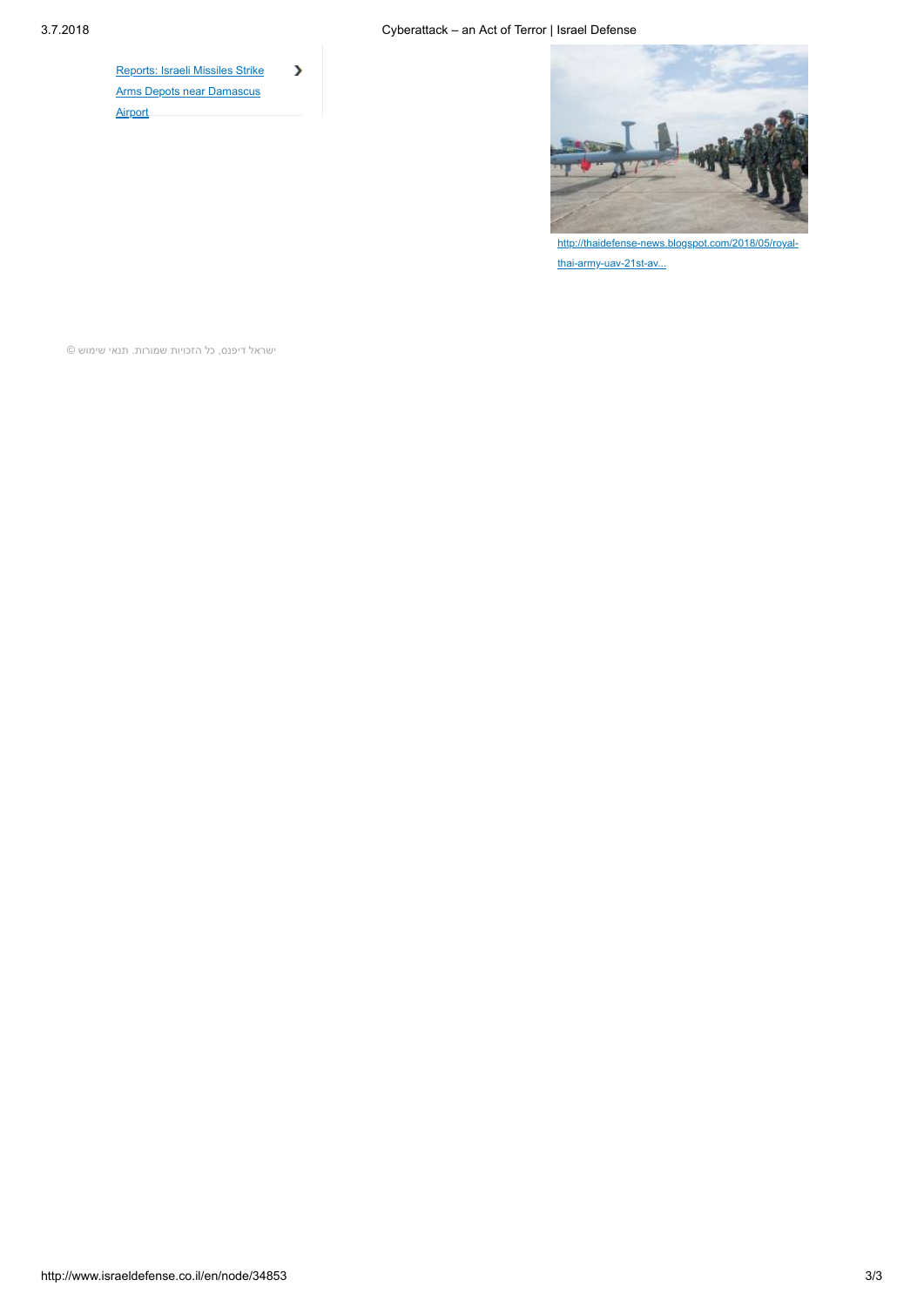[Reports: Israeli Missiles Strike Arms Depots near Damascus Airport](#) ›

[http://thaidefense-news.blogspot.com/2018/05/royal-thai-army-uav-21st-av...](http://thaidefense-news.blogspot.com/2018/05/royal-thai-army-uav-21st-av...)

ישראל דיפנס, כל הזכויות שמורות. תנאי שימוש ©